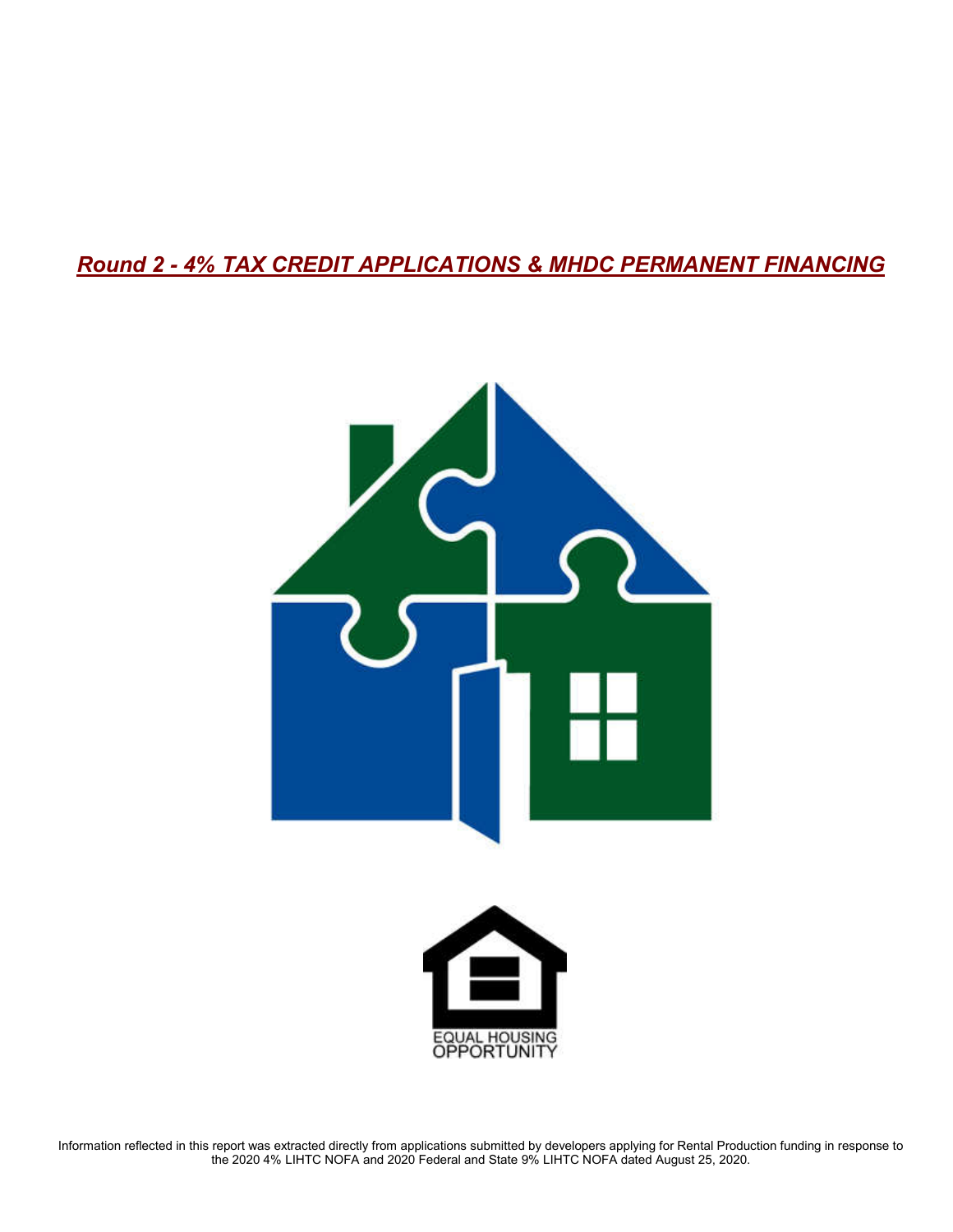# ***Round 2 - 4% TAX CREDIT APPLICATIONS & MHDC PERMANENT FINANCING***

EQUAL HOUSING OPPORTUNITY

Information reflected in this report was extracted directly from applications submitted by developers applying for Rental Production funding in response to the 2020 4% LIHTC NOFA and 2020 Federal and State 9% LIHTC NOFA dated August 25, 2020.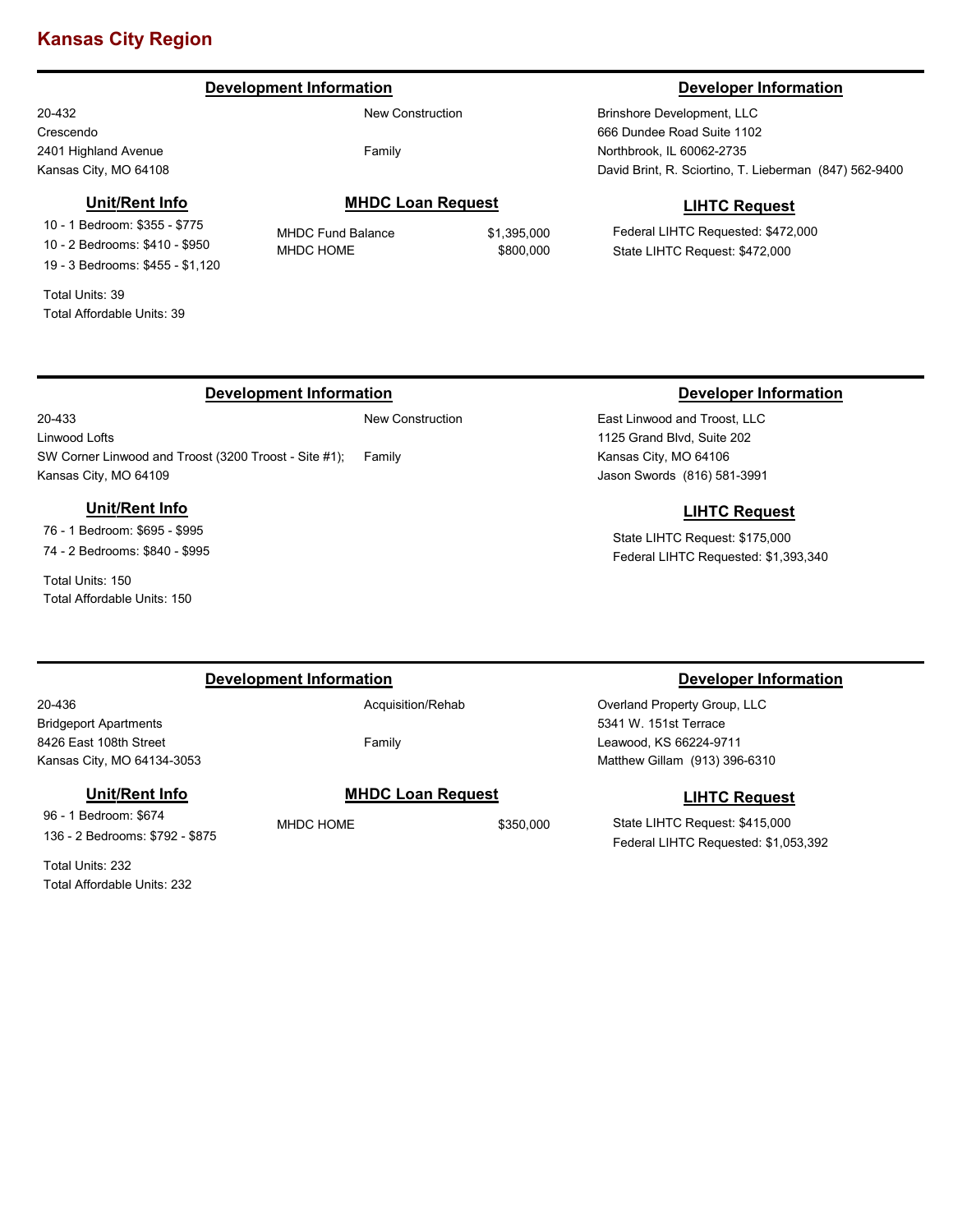# Kansas City Region

### Development Information

20-432
Crescendo
2401 Highland Avenue
Kansas City, MO 64108

New Construction

Family

### Developer Information

Brinshore Development, LLC
666 Dundee Road Suite 1102
Northbrook, IL 60062-2735
David Brint, R. Sciortino, T. Lieberman (847) 562-9400

### Unit/Rent Info

- 10 - 1 Bedroom: $355 - $775
- 10 - 2 Bedrooms: $410 - $950
- 19 - 3 Bedrooms: $455 - $1,120

Total Units: 39
Total Affordable Units: 39

### MHDC Loan Request

| | |
|---|---|
| MHDC Fund Balance | $1,395,000 |
| MHDC HOME | $800,000 |

### LIHTC Request

Federal LIHTC Requested: $472,000
State LIHTC Request: $472,000

---

### Development Information

20-433
Linwood Lofts
SW Corner Linwood and Troost (3200 Troost - Site #1);
Kansas City, MO 64109

New Construction

Family

### Developer Information

East Linwood and Troost, LLC
1125 Grand Blvd, Suite 202
Kansas City, MO 64106
Jason Swords (816) 581-3991

### Unit/Rent Info

- 76 - 1 Bedroom: $695 - $995
- 74 - 2 Bedrooms: $840 - $995

Total Units: 150
Total Affordable Units: 150

### LIHTC Request

State LIHTC Request: $175,000
Federal LIHTC Requested: $1,393,340

---

### Development Information

20-436
Bridgeport Apartments
8426 East 108th Street
Kansas City, MO 64134-3053

Acquisition/Rehab

Family

### Developer Information

Overland Property Group, LLC
5341 W. 151st Terrace
Leawood, KS 66224-9711
Matthew Gillam (913) 396-6310

### Unit/Rent Info

- 96 - 1 Bedroom: $674
- 136 - 2 Bedrooms: $792 - $875

Total Units: 232
Total Affordable Units: 232

### MHDC Loan Request

| | |
|---|---|
| MHDC HOME | $350,000 |

### LIHTC Request

State LIHTC Request: $415,000
Federal LIHTC Requested: $1,053,392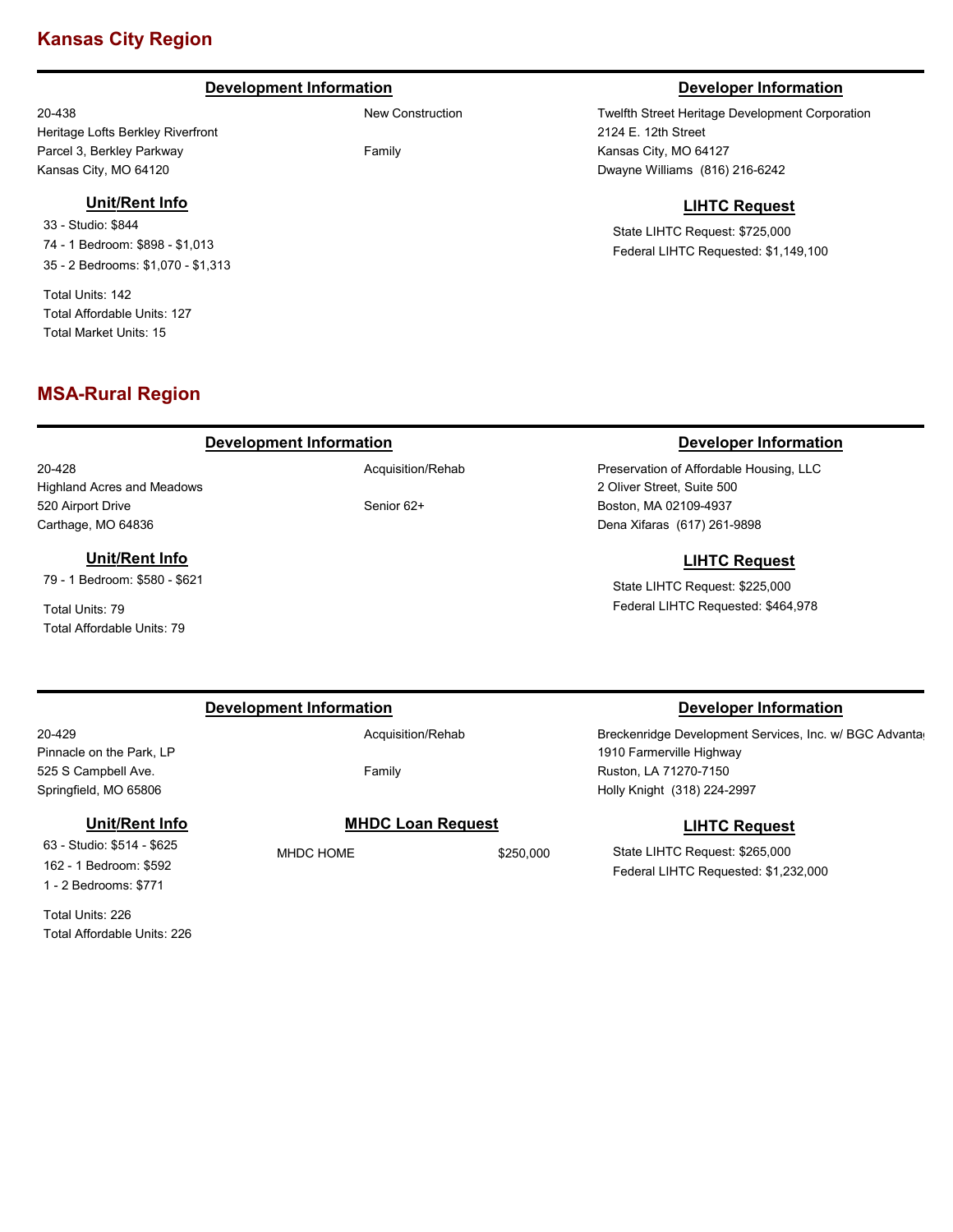## Kansas City Region

### Development Information

20-438
Heritage Lofts Berkley Riverfront
Parcel 3, Berkley Parkway
Kansas City, MO 64120

New Construction

Family

### Unit/Rent Info

33 - Studio: $844
74 - 1 Bedroom: $898 - $1,013
35 - 2 Bedrooms: $1,070 - $1,313

Total Units: 142
Total Affordable Units: 127
Total Market Units: 15

### Developer Information

Twelfth Street Heritage Development Corporation
2124 E. 12th Street
Kansas City, MO 64127
Dwayne Williams (816) 216-6242

### LIHTC Request

State LIHTC Request: $725,000
Federal LIHTC Requested: $1,149,100

## MSA-Rural Region

### Development Information

20-428
Highland Acres and Meadows
520 Airport Drive
Carthage, MO 64836

Acquisition/Rehab

Senior 62+

### Unit/Rent Info

79 - 1 Bedroom: $580 - $621

Total Units: 79
Total Affordable Units: 79

### Developer Information

Preservation of Affordable Housing, LLC
2 Oliver Street, Suite 500
Boston, MA 02109-4937
Dena Xifaras (617) 261-9898

### LIHTC Request

State LIHTC Request: $225,000
Federal LIHTC Requested: $464,978

---

### Development Information

20-429
Pinnacle on the Park, LP
525 S Campbell Ave.
Springfield, MO 65806

Acquisition/Rehab

Family

### Unit/Rent Info

63 - Studio: $514 - $625
162 - 1 Bedroom: $592
1 - 2 Bedrooms: $771

Total Units: 226
Total Affordable Units: 226

### MHDC Loan Request

MHDC HOME $250,000

### Developer Information

Breckenridge Development Services, Inc. w/ BGC Advanta
1910 Farmerville Highway
Ruston, LA 71270-7150
Holly Knight (318) 224-2997

### LIHTC Request

State LIHTC Request: $265,000
Federal LIHTC Requested: $1,232,000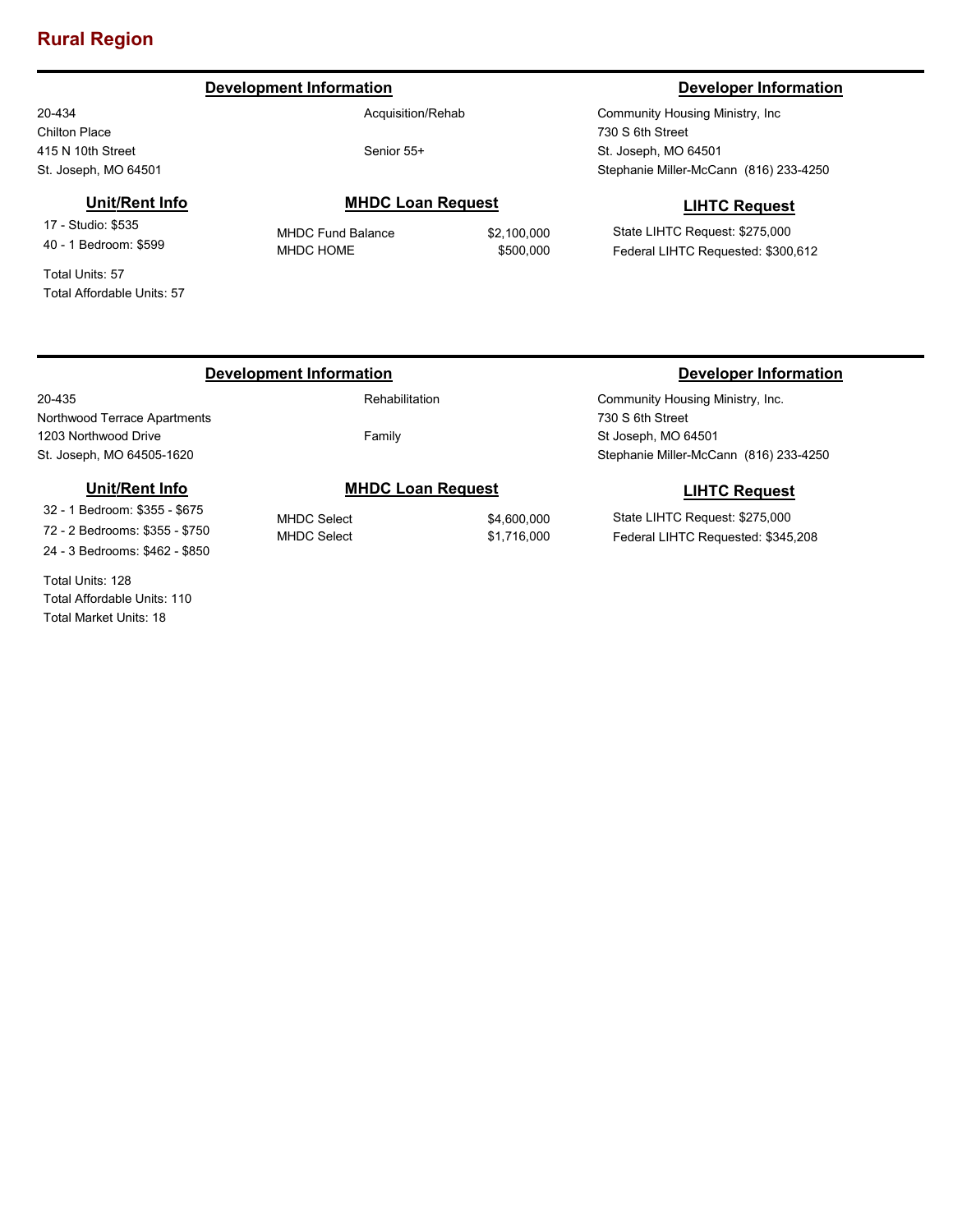# Rural Region

## Development Information

20-434
Chilton Place
415 N 10th Street
St. Joseph, MO 64501

Acquisition/Rehab

Senior 55+

## Developer Information

Community Housing Ministry, Inc
730 S 6th Street
St. Joseph, MO 64501
Stephanie Miller-McCann (816) 233-4250

### Unit/Rent Info

17 - Studio: $535
40 - 1 Bedroom: $599

Total Units: 57
Total Affordable Units: 57

### MHDC Loan Request

| | |
|---|---|
| MHDC Fund Balance | $2,100,000 |
| MHDC HOME | $500,000 |

### LIHTC Request

State LIHTC Request: $275,000
Federal LIHTC Requested: $300,612

## Development Information

20-435
Northwood Terrace Apartments
1203 Northwood Drive
St. Joseph, MO 64505-1620

Rehabilitation

Family

## Developer Information

Community Housing Ministry, Inc.
730 S 6th Street
St Joseph, MO 64501
Stephanie Miller-McCann (816) 233-4250

### Unit/Rent Info

32 - 1 Bedroom: $355 - $675
72 - 2 Bedrooms: $355 - $750
24 - 3 Bedrooms: $462 - $850

Total Units: 128
Total Affordable Units: 110
Total Market Units: 18

### MHDC Loan Request

| | |
|---|---|
| MHDC Select | $4,600,000 |
| MHDC Select | $1,716,000 |

### LIHTC Request

State LIHTC Request: $275,000
Federal LIHTC Requested: $345,208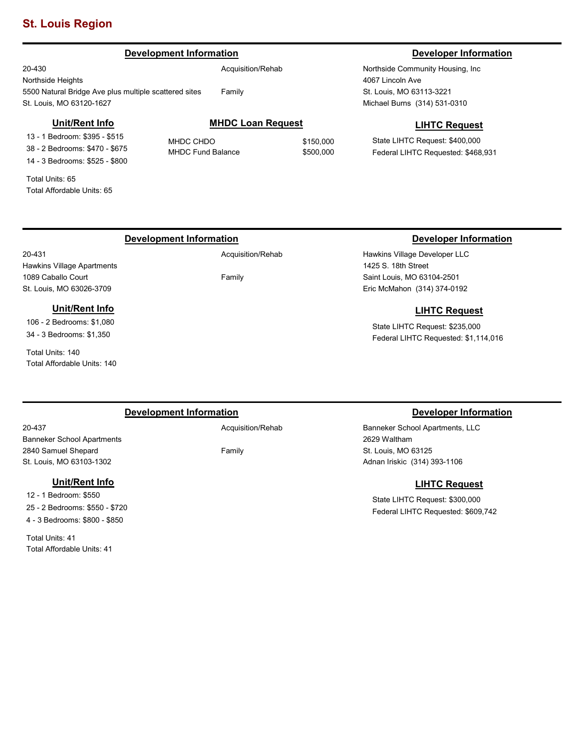# St. Louis Region

## Development Information

20-430
Northside Heights
5500 Natural Bridge Ave plus multiple scattered sites
St. Louis, MO 63120-1627

Acquisition/Rehab

Family

### Unit/Rent Info

13 - 1 Bedroom: $395 - $515
38 - 2 Bedrooms: $470 - $675
14 - 3 Bedrooms: $525 - $800

Total Units: 65
Total Affordable Units: 65

### MHDC Loan Request

| | |
|---|---|
| MHDC CHDO | $150,000 |
| MHDC Fund Balance | $500,000 |

## Developer Information

Northside Community Housing, Inc
4067 Lincoln Ave
St. Louis, MO 63113-3221
Michael Burns (314) 531-0310

### LIHTC Request

State LIHTC Request: $400,000
Federal LIHTC Requested: $468,931

---

## Development Information

20-431
Hawkins Village Apartments
1089 Caballo Court
St. Louis, MO 63026-3709

Acquisition/Rehab

Family

### Unit/Rent Info

106 - 2 Bedrooms: $1,080
34 - 3 Bedrooms: $1,350

Total Units: 140
Total Affordable Units: 140

## Developer Information

Hawkins Village Developer LLC
1425 S. 18th Street
Saint Louis, MO 63104-2501
Eric McMahon (314) 374-0192

### LIHTC Request

State LIHTC Request: $235,000
Federal LIHTC Requested: $1,114,016

---

## Development Information

20-437
Banneker School Apartments
2840 Samuel Shepard
St. Louis, MO 63103-1302

Acquisition/Rehab

Family

### Unit/Rent Info

12 - 1 Bedroom: $550
25 - 2 Bedrooms: $550 - $720
4 - 3 Bedrooms: $800 - $850

Total Units: 41
Total Affordable Units: 41

## Developer Information

Banneker School Apartments, LLC
2629 Waltham
St. Louis, MO 63125
Adnan Iriskic (314) 393-1106

### LIHTC Request

State LIHTC Request: $300,000
Federal LIHTC Requested: $609,742